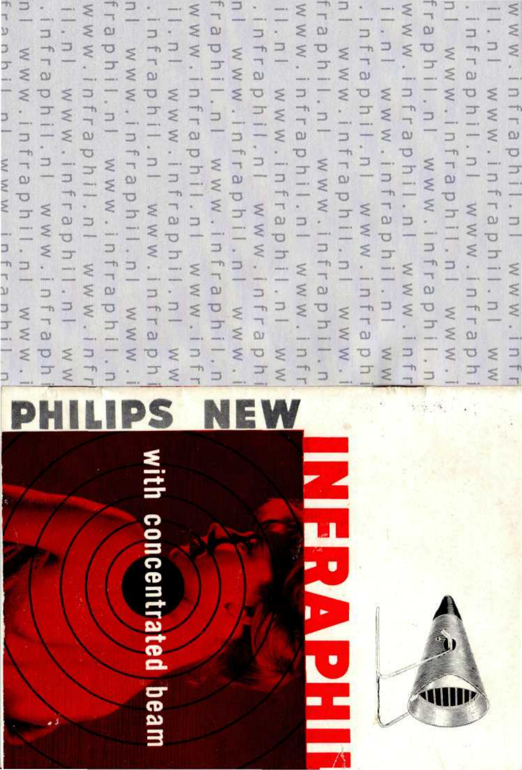# PHILIPS NEW INFRAPHIL

with concentrated beam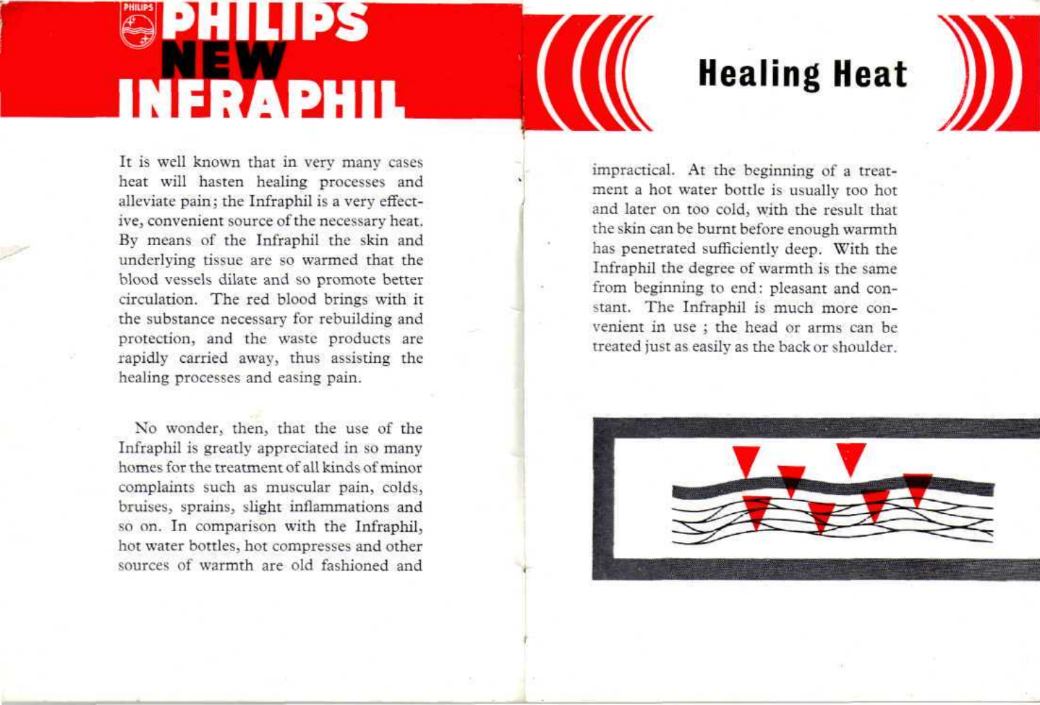# PHILIPS NEW INFRAPHIL

## Healing Heat

It is well known that in very many cases heat will hasten healing processes and alleviate pain; the Infraphil is a very effective, convenient source of the necessary heat. By means of the Infraphil the skin and underlying tissue are so warmed that the blood vessels dilate and so promote better circulation. The red blood brings with it the substance necessary for rebuilding and protection, and the waste products are rapidly carried away, thus assisting the healing processes and easing pain.

No wonder, then, that the use of the Infraphil is greatly appreciated in so many homes for the treatment of all kinds of minor complaints such as muscular pain, colds, bruises, sprains, slight inflammations and so on. In comparison with the Infraphil, hot water bottles, hot compresses and other sources of warmth are old fashioned and impractical. At the beginning of a treatment a hot water bottle is usually too hot and later on too cold, with the result that the skin can be burnt before enough warmth has penetrated sufficiently deep. With the Infraphil the degree of warmth is the same from beginning to end: pleasant and constant. The Infraphil is much more convenient in use ; the head or arms can be treated just as easily as the back or shoulder.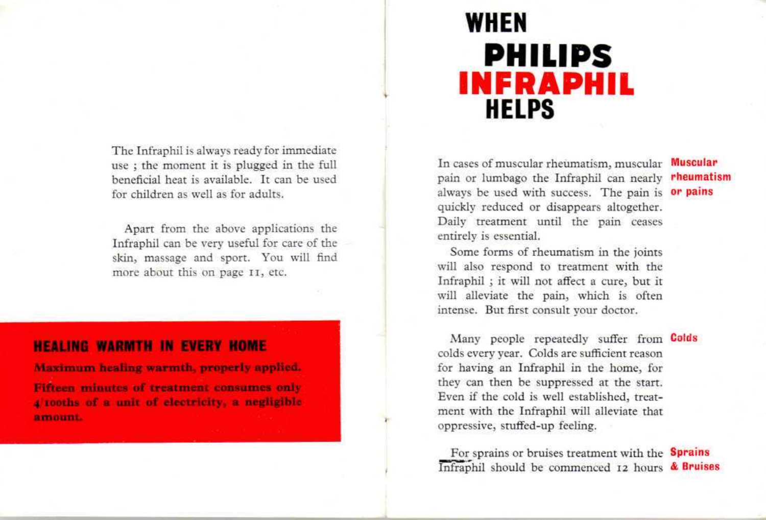The Infraphil is always ready for immediate use ; the moment it is plugged in the full beneficial heat is available. It can be used for children as well as for adults.

Apart from the above applications the Infraphil can be very useful for care of the skin, massage and sport. You will find more about this on page 11, etc.

### HEALING WARMTH IN EVERY HOME

**Maximum healing warmth, properly applied.**

**Fifteen minutes of treatment consumes only 4/100ths of a unit of electricity, a negligible amount.**

# WHEN PHILIPS INFRAPHIL HELPS

**Muscular rheumatism or pains**

In cases of muscular rheumatism, muscular pain or lumbago the Infraphil can nearly always be used with success. The pain is quickly reduced or disappears altogether. Daily treatment until the pain ceases entirely is essential.

Some forms of rheumatism in the joints will also respond to treatment with the Infraphil ; it will not affect a cure, but it will alleviate the pain, which is often intense. But first consult your doctor.

**Colds**

Many people repeatedly suffer from colds every year. Colds are sufficient reason for having an Infraphil in the home, for they can then be suppressed at the start. Even if the cold is well established, treatment with the Infraphil will alleviate that oppressive, stuffed-up feeling.

**Sprains & Bruises**

For sprains or bruises treatment with the Infraphil should be commenced 12 hours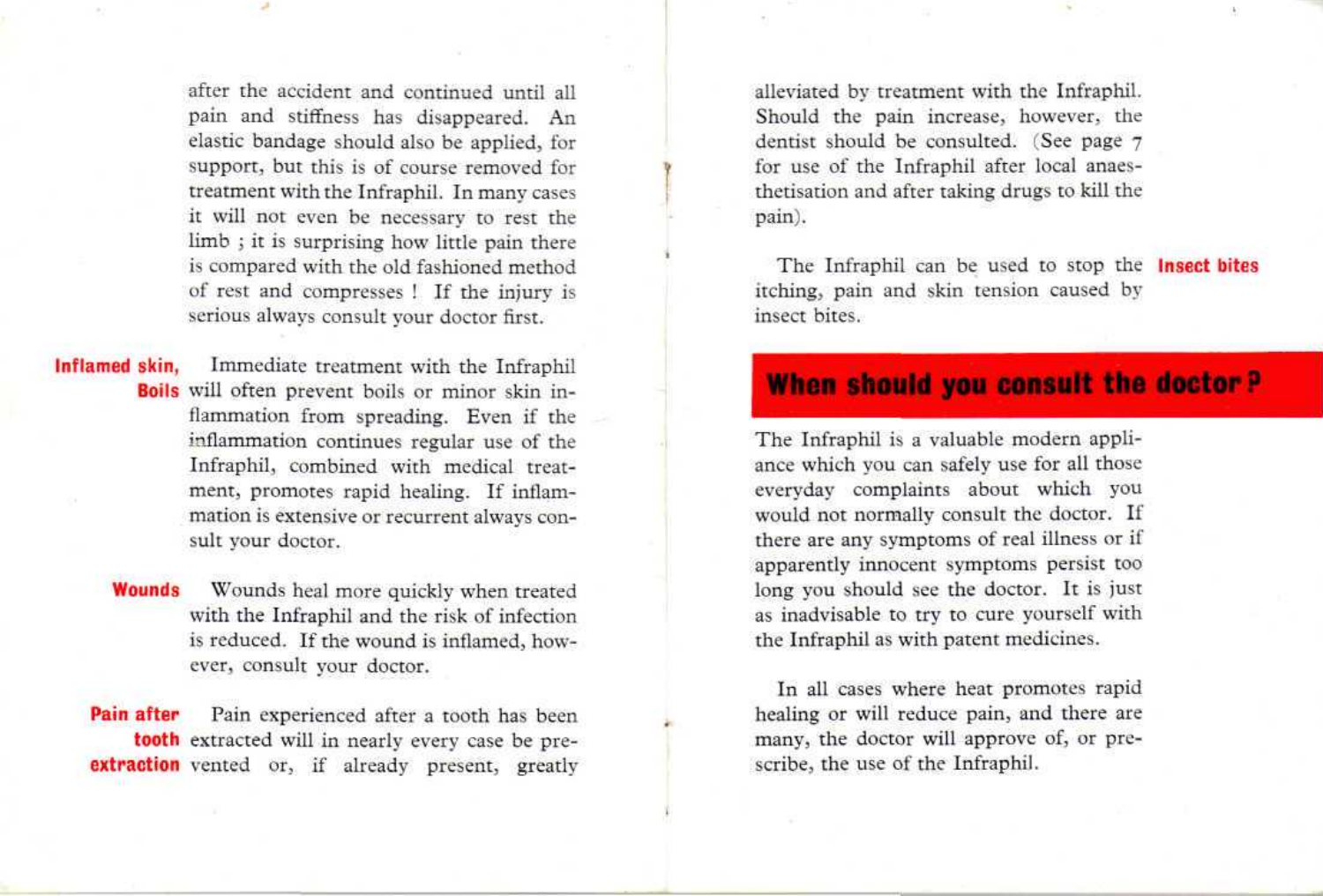after the accident and continued until all pain and stiffness has disappeared. An elastic bandage should also be applied, for support, but this is of course removed for treatment with the Infraphil. In many cases it will not even be necessary to rest the limb ; it is surprising how little pain there is compared with the old fashioned method of rest and compresses ! If the injury is serious always consult your doctor first.

**Inflamed skin, Boils**

Immediate treatment with the Infraphil will often prevent boils or minor skin inflammation from spreading. Even if the inflammation continues regular use of the Infraphil, combined with medical treatment, promotes rapid healing. If inflammation is extensive or recurrent always consult your doctor.

**Wounds**

Wounds heal more quickly when treated with the Infraphil and the risk of infection is reduced. If the wound is inflamed, however, consult your doctor.

**Pain after tooth extraction**

Pain experienced after a tooth has been extracted will in nearly every case be prevented or, if already present, greatly alleviated by treatment with the Infraphil. Should the pain increase, however, the dentist should be consulted. (See page 7 for use of the Infraphil after local anaesthetisation and after taking drugs to kill the pain).

**Insect bites**

The Infraphil can be used to stop the itching, pain and skin tension caused by insect bites.

## When should you consult the doctor ?

The Infraphil is a valuable modern appliance which you can safely use for all those everyday complaints about which you would not normally consult the doctor. If there are any symptoms of real illness or if apparently innocent symptoms persist too long you should see the doctor. It is just as inadvisable to try to cure yourself with the Infraphil as with patent medicines.

In all cases where heat promotes rapid healing or will reduce pain, and there are many, the doctor will approve of, or prescribe, the use of the Infraphil.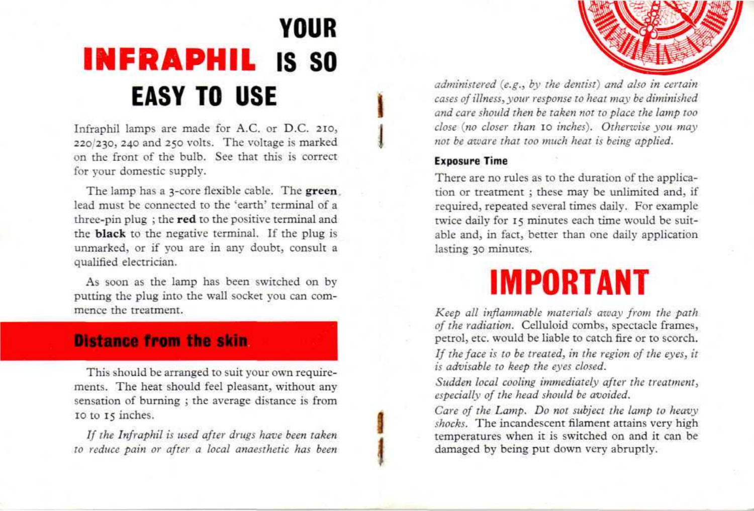# YOUR INFRAPHIL IS SO EASY TO USE

Infraphil lamps are made for A.C. or D.C. 210, 220/230, 240 and 250 volts. The voltage is marked on the front of the bulb. See that this is correct for your domestic supply.

The lamp has a 3-core flexible cable. The **green** lead must be connected to the 'earth' terminal of a three-pin plug ; the **red** to the positive terminal and the **black** to the negative terminal. If the plug is unmarked, or if you are in any doubt, consult a qualified electrician.

As soon as the lamp has been switched on by putting the plug into the wall socket you can commence the treatment.

## Distance from the skin

This should be arranged to suit your own requirements. The heat should feel pleasant, without any sensation of burning ; the average distance is from 10 to 15 inches.

*If the Infraphil is used after drugs have been taken to reduce pain or after a local anaesthetic has been administered (e.g., by the dentist) and also in certain cases of illness, your response to heat may be diminished and care should then be taken not to place the lamp too close (no closer than 10 inches). Otherwise you may not be aware that too much heat is being applied.*

### Exposure Time

There are no rules as to the duration of the application or treatment ; these may be unlimited and, if required, repeated several times daily. For example twice daily for 15 minutes each time would be suitable and, in fact, better than one daily application lasting 30 minutes.

## IMPORTANT

*Keep all inflammable materials away from the path of the radiation.* Celluloid combs, spectacle frames, petrol, etc. would be liable to catch fire or to scorch.

*If the face is to be treated, in the region of the eyes, it is advisable to keep the eyes closed.*

*Sudden local cooling immediately after the treatment, especially of the head should be avoided.*

*Care of the Lamp. Do not subject the lamp to heavy shocks.* The incandescent filament attains very high temperatures when it is switched on and it can be damaged by being put down very abruptly.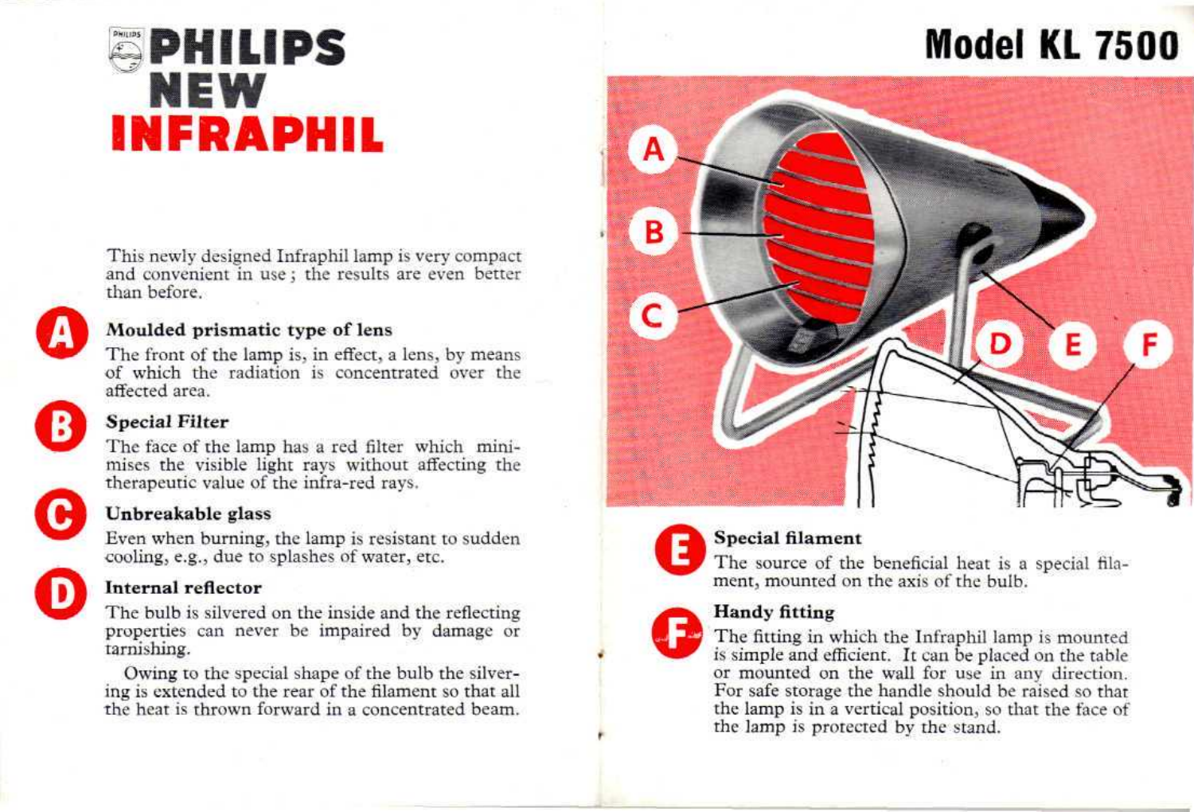# PHILIPS NEW INFRAPHIL

This newly designed Infraphil lamp is very compact and convenient in use; the results are even better than before.

### A Moulded prismatic type of lens

The front of the lamp is, in effect, a lens, by means of which the radiation is concentrated over the affected area.

### B Special Filter

The face of the lamp has a red filter which minimises the visible light rays without affecting the therapeutic value of the infra-red rays.

### C Unbreakable glass

Even when burning, the lamp is resistant to sudden cooling, e.g., due to splashes of water, etc.

### D Internal reflector

The bulb is silvered on the inside and the reflecting properties can never be impaired by damage or tarnishing.

Owing to the special shape of the bulb the silvering is extended to the rear of the filament so that all the heat is thrown forward in a concentrated beam.

## Model KL 7500

### E Special filament

The source of the beneficial heat is a special filament, mounted on the axis of the bulb.

### F Handy fitting

The fitting in which the Infraphil lamp is mounted is simple and efficient. It can be placed on the table or mounted on the wall for use in any direction. For safe storage the handle should be raised so that the lamp is in a vertical position, so that the face of the lamp is protected by the stand.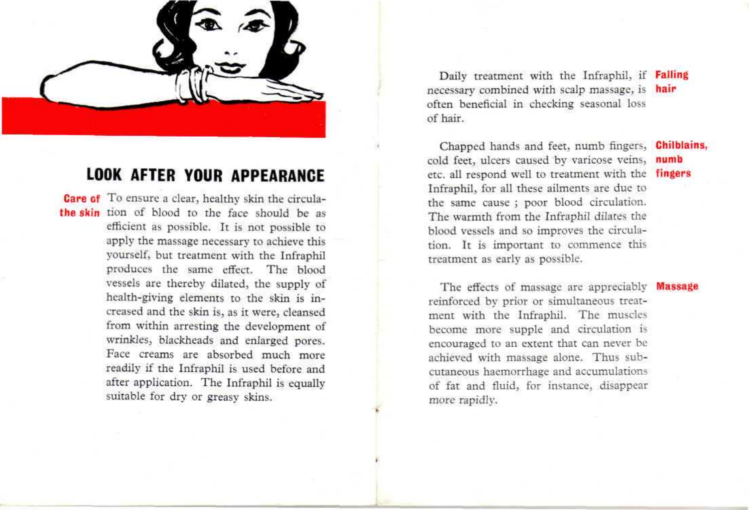## LOOK AFTER YOUR APPEARANCE

**Care of the skin**

To ensure a clear, healthy skin the circulation of blood to the face should be as efficient as possible. It is not possible to apply the massage necessary to achieve this yourself, but treatment with the Infraphil produces the same effect. The blood vessels are thereby dilated, the supply of health-giving elements to the skin is increased and the skin is, as it were, cleansed from within arresting the development of wrinkles, blackheads and enlarged pores. Face creams are absorbed much more readily if the Infraphil is used before and after application. The Infraphil is equally suitable for dry or greasy skins.

**Falling hair**

Daily treatment with the Infraphil, if necessary combined with scalp massage, is often beneficial in checking seasonal loss of hair.

**Chilblains, numb fingers**

Chapped hands and feet, numb fingers, cold feet, ulcers caused by varicose veins, etc. all respond well to treatment with the Infraphil, for all these ailments are due to the same cause ; poor blood circulation. The warmth from the Infraphil dilates the blood vessels and so improves the circulation. It is important to commence this treatment as early as possible.

**Massage**

The effects of massage are appreciably reinforced by prior or simultaneous treatment with the Infraphil. The muscles become more supple and circulation is encouraged to an extent that can never be achieved with massage alone. Thus subcutaneous haemorrhage and accumulations of fat and fluid, for instance, disappear more rapidly.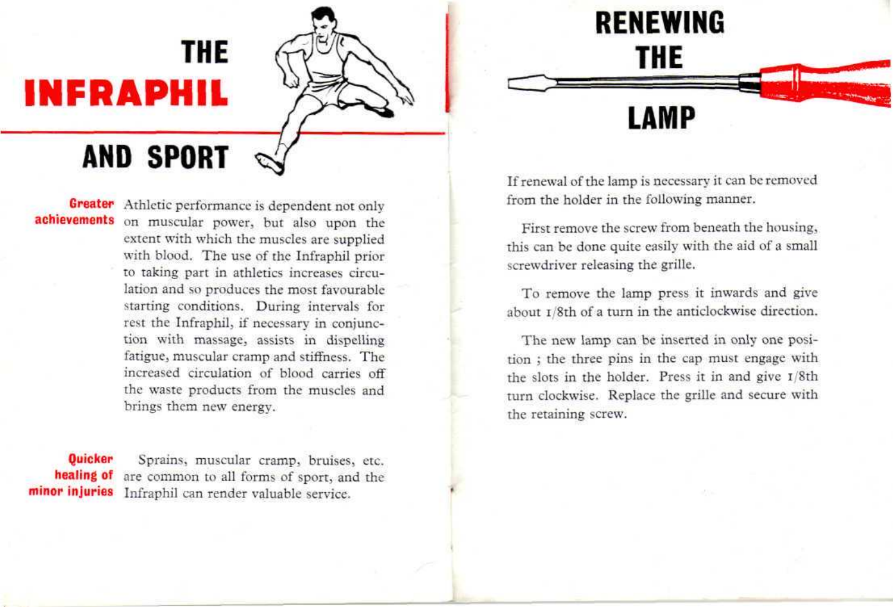# THE INFRAPHIL AND SPORT

**Greater achievements** Athletic performance is dependent not only on muscular power, but also upon the extent with which the muscles are supplied with blood. The use of the Infraphil prior to taking part in athletics increases circulation and so produces the most favourable starting conditions. During intervals for rest the Infraphil, if necessary in conjunction with massage, assists in dispelling fatigue, muscular cramp and stiffness. The increased circulation of blood carries off the waste products from the muscles and brings them new energy.

**Quicker healing of minor injuries** Sprains, muscular cramp, bruises, etc. are common to all forms of sport, and the Infraphil can render valuable service.

# RENEWING THE LAMP

If renewal of the lamp is necessary it can be removed from the holder in the following manner.

First remove the screw from beneath the housing, this can be done quite easily with the aid of a small screwdriver releasing the grille.

To remove the lamp press it inwards and give about 1/8th of a turn in the anticlockwise direction.

The new lamp can be inserted in only one position ; the three pins in the cap must engage with the slots in the holder. Press it in and give 1/8th turn clockwise. Replace the grille and secure with the retaining screw.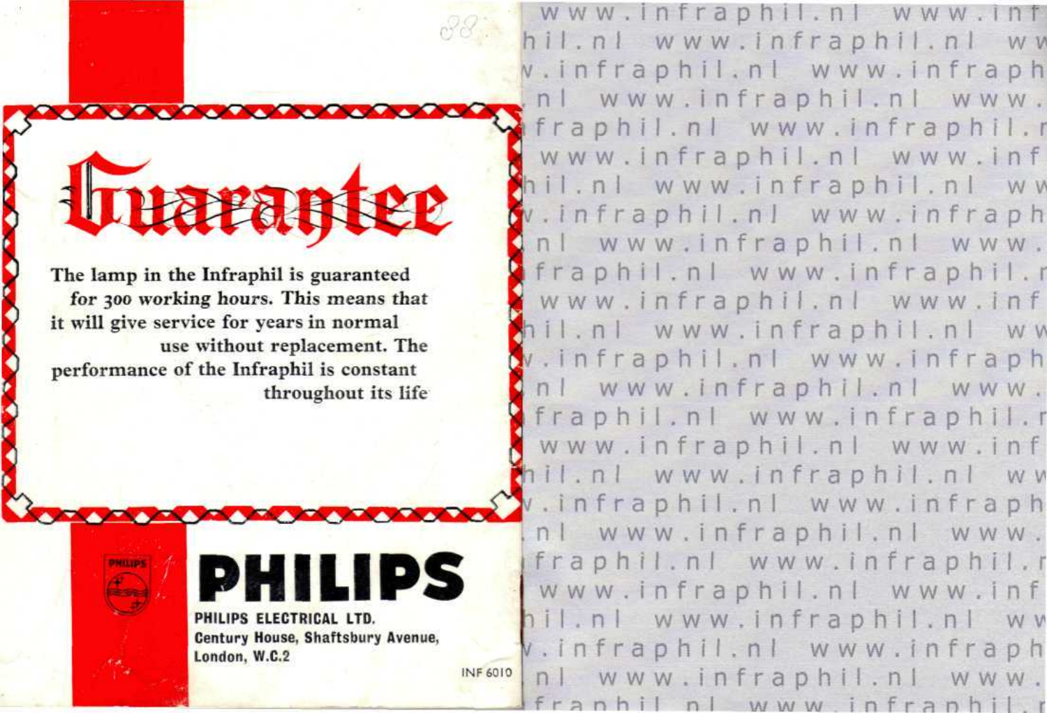# Guarantee

The lamp in the Infraphil is guaranteed for 300 working hours. This means that it will give service for years in normal use without replacement. The performance of the Infraphil is constant throughout its life

**PHILIPS**

**PHILIPS ELECTRICAL LTD.**
**Century House, Shaftsbury Avenue,**
**London, W.C.2**

INF 6010

www.infraphil.nl www.infraphil.nl www.infraphil.nl www.infraphil.nl www.infraphil.nl www.infraphil.nl www.infraphil.nl www.infraphil.nl www.infraphil.nl www.infraphil.nl www.infraphil.nl www.infraphil.nl www.infraphil.nl www.infraphil.nl www.infraphil.nl www.infraphil.nl www.infraphil.nl www.infraphil.nl www.infraphil.nl www.infraphil.nl www.infraphil.nl www.infraphil.nl www.infraphil.nl www.infraphil.nl